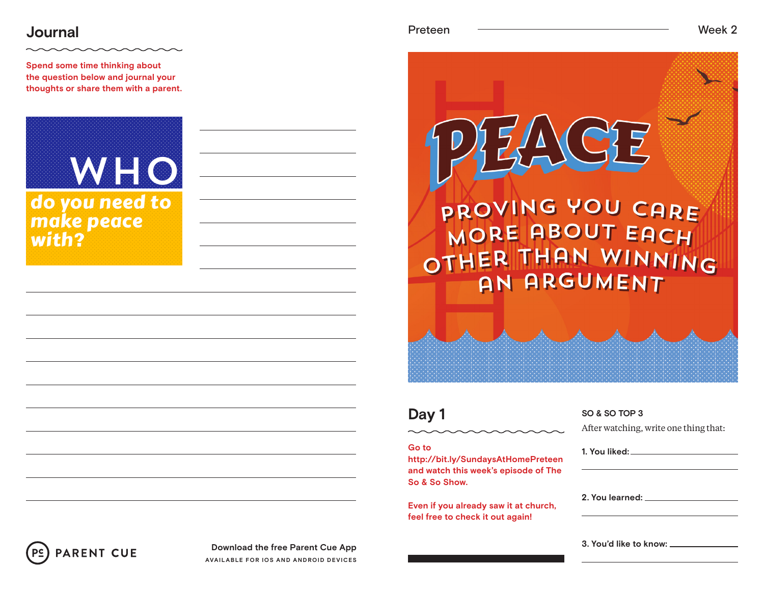## Journal

Spend some time thinking about the question below and journal your thoughts or share them with a parent.

**WHO do you need to make peace with?**

PARENT CUE

Download the free Parent Cue App

AVAILABLE FOR IOS AND ANDROID DEVICES

Preteen — Week 2

# PEACE

PROVING YOU CARE MORE ABOUT EACH OTHER THAN WINNING AN ARGUMENT

## Day 1

Go to http://bit.ly/SundaysAtHomePreteen and watch this week's episode of The So & So Show.

Even if you already saw it at church, feel free to check it out again!

**SO & SO TOP 3**

After watching, write one thing that:

1. You liked:
2. You learned:
3. You'd like to know: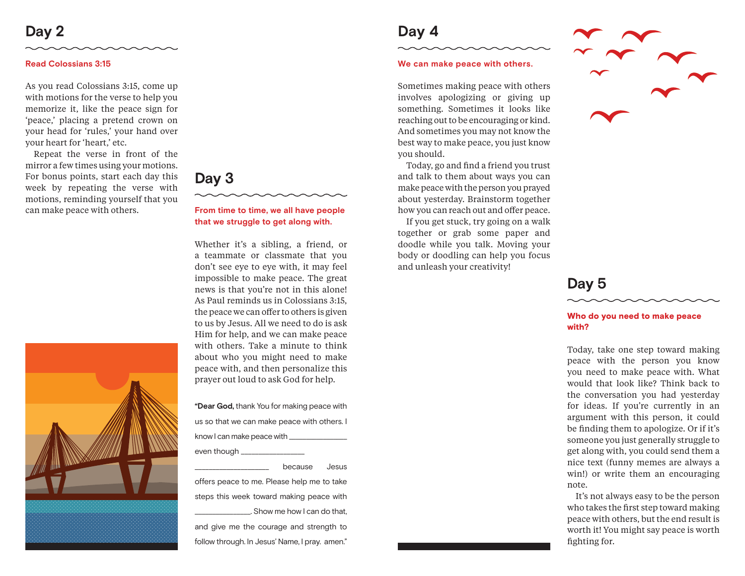## Day 2

**Read Colossians 3:15**

As you read Colossians 3:15, come up with motions for the verse to help you memorize it, like the peace sign for 'peace,' placing a pretend crown on your head for 'rules,' your hand over your heart for 'heart,' etc.

Repeat the verse in front of the mirror a few times using your motions. For bonus points, start each day this week by repeating the verse with motions, reminding yourself that you can make peace with others.

## Day 3

**From time to time, we all have people that we struggle to get along with.**

Whether it's a sibling, a friend, or a teammate or classmate that you don't see eye to eye with, it may feel impossible to make peace. The great news is that you're not in this alone! As Paul reminds us in Colossians 3:15, the peace we can offer to others is given to us by Jesus. All we need to do is ask Him for help, and we can make peace with others. Take a minute to think about who you might need to make peace with, and then personalize this prayer out loud to ask God for help.

"**Dear God,** thank You for making peace with us so that we can make peace with others. I know I can make peace with ______________ even though ________________ __________________ because Jesus offers peace to me. Please help me to take steps this week toward making peace with ______________. Show me how I can do that, and give me the courage and strength to follow through. In Jesus' Name, I pray. amen."

## Day 4

**We can make peace with others.**

Sometimes making peace with others involves apologizing or giving up something. Sometimes it looks like reaching out to be encouraging or kind. And sometimes you may not know the best way to make peace, you just know you should.

Today, go and find a friend you trust and talk to them about ways you can make peace with the person you prayed about yesterday. Brainstorm together how you can reach out and offer peace.

If you get stuck, try going on a walk together or grab some paper and doodle while you talk. Moving your body or doodling can help you focus and unleash your creativity!

## Day 5

**Who do you need to make peace with?**

Today, take one step toward making peace with the person you know you need to make peace with. What would that look like? Think back to the conversation you had yesterday for ideas. If you're currently in an argument with this person, it could be finding them to apologize. Or if it's someone you just generally struggle to get along with, you could send them a nice text (funny memes are always a win!) or write them an encouraging note.

It's not always easy to be the person who takes the first step toward making peace with others, but the end result is worth it! You might say peace is worth fighting for.